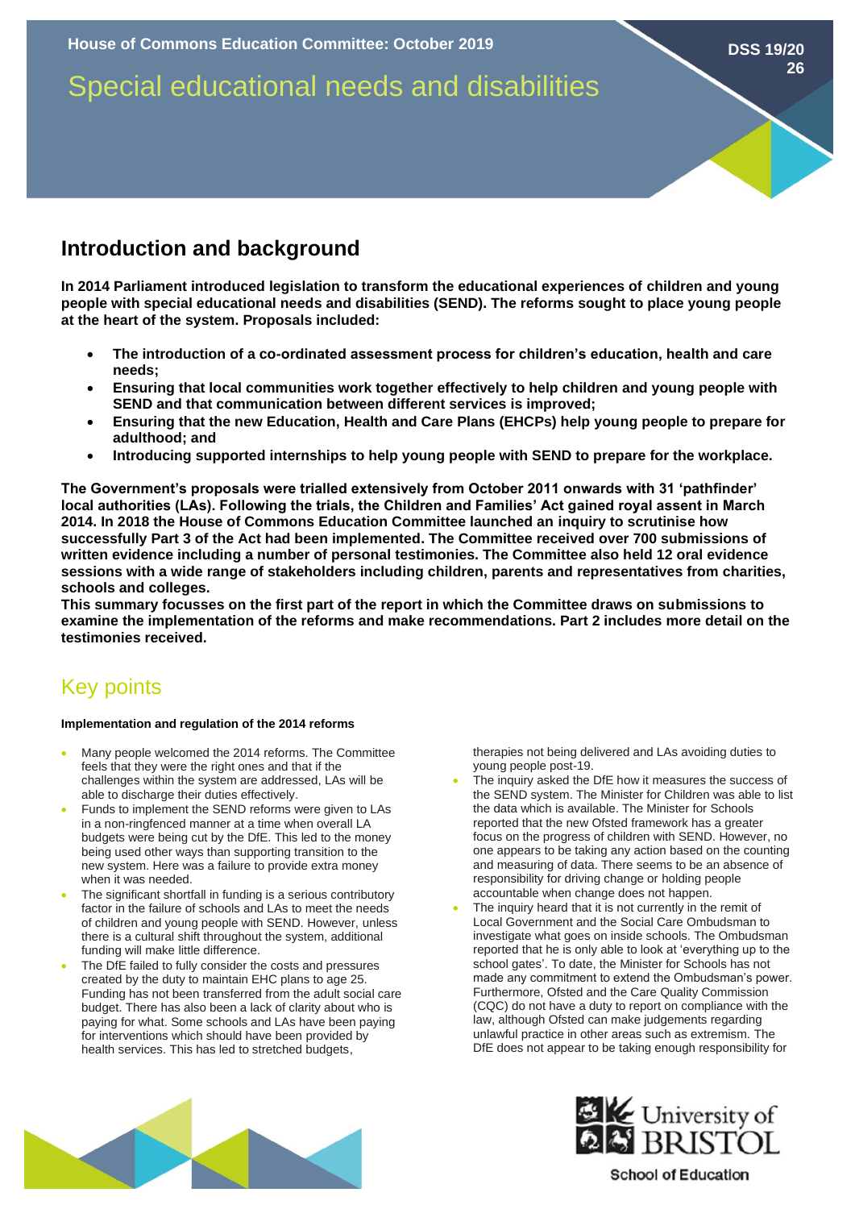House of Commons Education Committee: October 2019

# Special educational needs and disabilities

DSS 19/20 26

## Introduction and background

**In 2014 Parliament introduced legislation to transform the educational experiences of children and young people with special educational needs and disabilities (SEND). The reforms sought to place young people at the heart of the system. Proposals included:**

- **The introduction of a co-ordinated assessment process for children's education, health and care needs;**
- **Ensuring that local communities work together effectively to help children and young people with SEND and that communication between different services is improved;**
- **Ensuring that the new Education, Health and Care Plans (EHCPs) help young people to prepare for adulthood; and**
- **Introducing supported internships to help young people with SEND to prepare for the workplace.**

**The Government's proposals were trialled extensively from October 2011 onwards with 31 'pathfinder' local authorities (LAs). Following the trials, the Children and Families' Act gained royal assent in March 2014. In 2018 the House of Commons Education Committee launched an inquiry to scrutinise how successfully Part 3 of the Act had been implemented. The Committee received over 700 submissions of written evidence including a number of personal testimonies. The Committee also held 12 oral evidence sessions with a wide range of stakeholders including children, parents and representatives from charities, schools and colleges.**

**This summary focusses on the first part of the report in which the Committee draws on submissions to examine the implementation of the reforms and make recommendations. Part 2 includes more detail on the testimonies received.**

## Key points

#### Implementation and regulation of the 2014 reforms

- Many people welcomed the 2014 reforms. The Committee feels that they were the right ones and that if the challenges within the system are addressed, LAs will be able to discharge their duties effectively.
- Funds to implement the SEND reforms were given to LAs in a non-ringfenced manner at a time when overall LA budgets were being cut by the DfE. This led to the money being used other ways than supporting transition to the new system. Here was a failure to provide extra money when it was needed.
- The significant shortfall in funding is a serious contributory factor in the failure of schools and LAs to meet the needs of children and young people with SEND. However, unless there is a cultural shift throughout the system, additional funding will make little difference.
- The DfE failed to fully consider the costs and pressures created by the duty to maintain EHC plans to age 25. Funding has not been transferred from the adult social care budget. There has also been a lack of clarity about who is paying for what. Some schools and LAs have been paying for interventions which should have been provided by health services. This has led to stretched budgets, therapies not being delivered and LAs avoiding duties to young people post-19.
- The inquiry asked the DfE how it measures the success of the SEND system. The Minister for Children was able to list the data which is available. The Minister for Schools reported that the new Ofsted framework has a greater focus on the progress of children with SEND. However, no one appears to be taking any action based on the counting and measuring of data. There seems to be an absence of responsibility for driving change or holding people accountable when change does not happen.
- The inquiry heard that it is not currently in the remit of Local Government and the Social Care Ombudsman to investigate what goes on inside schools. The Ombudsman reported that he is only able to look at 'everything up to the school gates'. To date, the Minister for Schools has not made any commitment to extend the Ombudsman's power. Furthermore, Ofsted and the Care Quality Commission (CQC) do not have a duty to report on compliance with the law, although Ofsted can make judgements regarding unlawful practice in other areas such as extremism. The DfE does not appear to be taking enough responsibility for

University of BRISTOL School of Education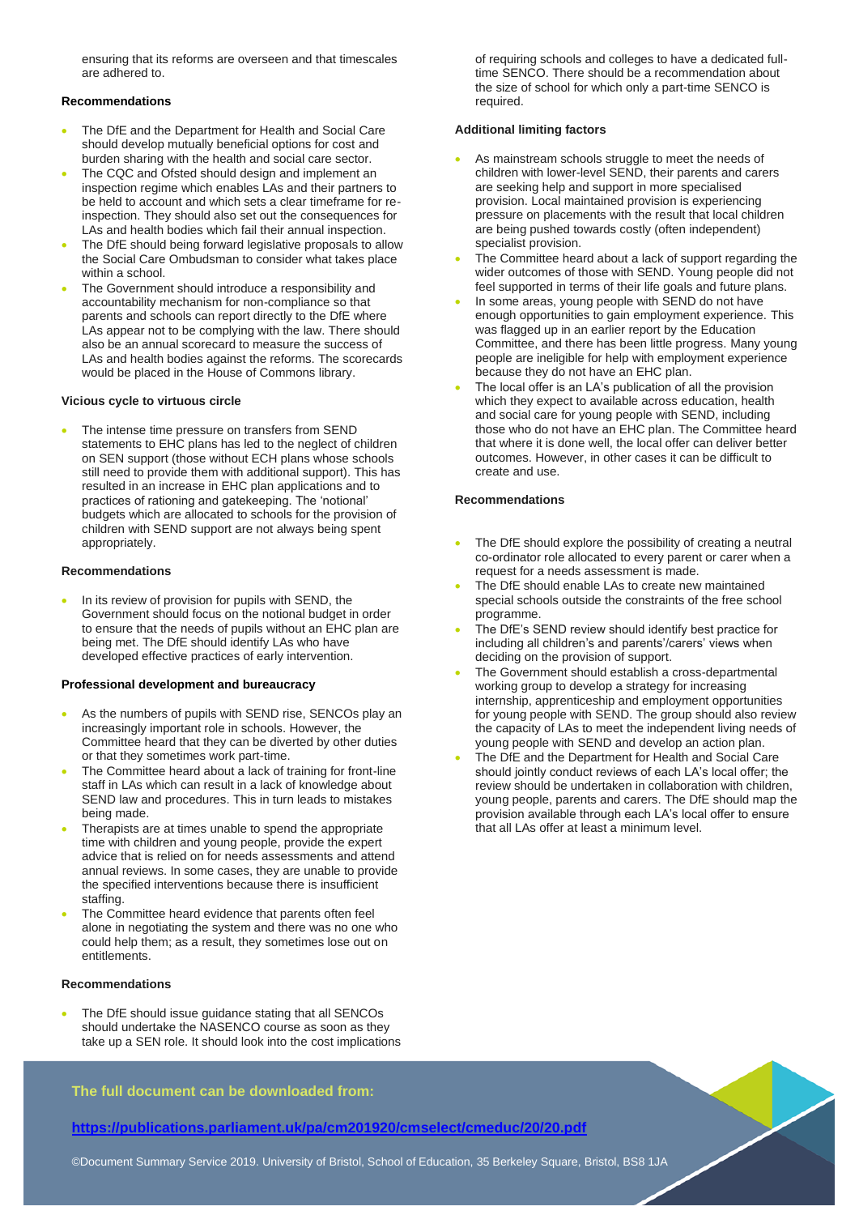ensuring that its reforms are overseen and that timescales are adhered to.

**Recommendations**

- The DfE and the Department for Health and Social Care should develop mutually beneficial options for cost and burden sharing with the health and social care sector.
- The CQC and Ofsted should design and implement an inspection regime which enables LAs and their partners to be held to account and which sets a clear timeframe for re-inspection. They should also set out the consequences for LAs and health bodies which fail their annual inspection.
- The DfE should being forward legislative proposals to allow the Social Care Ombudsman to consider what takes place within a school.
- The Government should introduce a responsibility and accountability mechanism for non-compliance so that parents and schools can report directly to the DfE where LAs appear not to be complying with the law. There should also be an annual scorecard to measure the success of LAs and health bodies against the reforms. The scorecards would be placed in the House of Commons library.

**Vicious cycle to virtuous circle**

- The intense time pressure on transfers from SEND statements to EHC plans has led to the neglect of children on SEN support (those without ECH plans whose schools still need to provide them with additional support). This has resulted in an increase in EHC plan applications and to practices of rationing and gatekeeping. The 'notional' budgets which are allocated to schools for the provision of children with SEND support are not always being spent appropriately.

**Recommendations**

- In its review of provision for pupils with SEND, the Government should focus on the notional budget in order to ensure that the needs of pupils without an EHC plan are being met. The DfE should identify LAs who have developed effective practices of early intervention.

**Professional development and bureaucracy**

- As the numbers of pupils with SEND rise, SENCOs play an increasingly important role in schools. However, the Committee heard that they can be diverted by other duties or that they sometimes work part-time.
- The Committee heard about a lack of training for front-line staff in LAs which can result in a lack of knowledge about SEND law and procedures. This in turn leads to mistakes being made.
- Therapists are at times unable to spend the appropriate time with children and young people, provide the expert advice that is relied on for needs assessments and attend annual reviews. In some cases, they are unable to provide the specified interventions because there is insufficient staffing.
- The Committee heard evidence that parents often feel alone in negotiating the system and there was no one who could help them; as a result, they sometimes lose out on entitlements.

**Recommendations**

- The DfE should issue guidance stating that all SENCOs should undertake the NASENCO course as soon as they take up a SEN role. It should look into the cost implications of requiring schools and colleges to have a dedicated full-time SENCO. There should be a recommendation about the size of school for which only a part-time SENCO is required.

**Additional limiting factors**

- As mainstream schools struggle to meet the needs of children with lower-level SEND, their parents and carers are seeking help and support in more specialised provision. Local maintained provision is experiencing pressure on placements with the result that local children are being pushed towards costly (often independent) specialist provision.
- The Committee heard about a lack of support regarding the wider outcomes of those with SEND. Young people did not feel supported in terms of their life goals and future plans.
- In some areas, young people with SEND do not have enough opportunities to gain employment experience. This was flagged up in an earlier report by the Education Committee, and there has been little progress. Many young people are ineligible for help with employment experience because they do not have an EHC plan.
- The local offer is an LA's publication of all the provision which they expect to available across education, health and social care for young people with SEND, including those who do not have an EHC plan. The Committee heard that where it is done well, the local offer can deliver better outcomes. However, in other cases it can be difficult to create and use.

**Recommendations**

- The DfE should explore the possibility of creating a neutral co-ordinator role allocated to every parent or carer when a request for a needs assessment is made.
- The DfE should enable LAs to create new maintained special schools outside the constraints of the free school programme.
- The DfE's SEND review should identify best practice for including all children's and parents'/carers' views when deciding on the provision of support.
- The Government should establish a cross-departmental working group to develop a strategy for increasing internship, apprenticeship and employment opportunities for young people with SEND. The group should also review the capacity of LAs to meet the independent living needs of young people with SEND and develop an action plan.
- The DfE and the Department for Health and Social Care should jointly conduct reviews of each LA's local offer; the review should be undertaken in collaboration with children, young people, parents and carers. The DfE should map the provision available through each LA's local offer to ensure that all LAs offer at least a minimum level.

**The full document can be downloaded from:**

https://publications.parliament.uk/pa/cm201920/cmselect/cmeduc/20/20.pdf

©Document Summary Service 2019. University of Bristol, School of Education, 35 Berkeley Square, Bristol, BS8 1JA